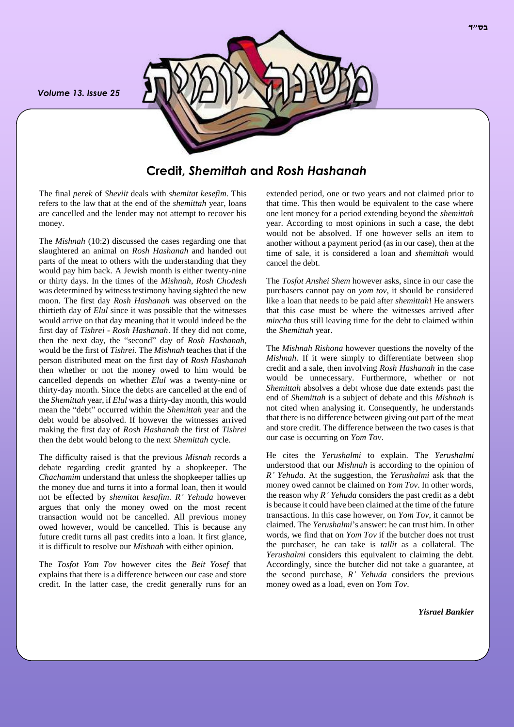## Credit, *Shemittah* and *Rosh Hashanah*

The final *perek* of *Sheviit* deals with *shemitat kesefim*. This refers to the law that at the end of the *shemittah* year, loans are cancelled and the lender may not attempt to recover his money.

The *Mishnah* (10:2) discussed the cases regarding one that slaughtered an animal on *Rosh Hashanah* and handed out parts of the meat to others with the understanding that they would pay him back. A Jewish month is either twenty-nine or thirty days. In the times of the *Mishnah*, *Rosh Chodesh* was determined by witness testimony having sighted the new moon. The first day *Rosh Hashanah* was observed on the thirtieth day of *Elul* since it was possible that the witnesses would arrive on that day meaning that it would indeed be the first day of *Tishrei* - *Rosh Hashanah*. If they did not come, then the next day, the "second" day of *Rosh Hashanah*, would be the first of *Tishrei*. The *Mishnah* teaches that if the person distributed meat on the first day of *Rosh Hashanah* then whether or not the money owed to him would be cancelled depends on whether *Elul* was a twenty-nine or thirty-day month. Since the debts are cancelled at the end of the *Shemittah* year, if *Elul* was a thirty-day month, this would mean the "debt" occurred within the *Shemittah* year and the debt would be absolved. If however the witnesses arrived making the first day of *Rosh Hashanah* the first of *Tishrei* then the debt would belong to the next *Shemittah* cycle.

The difficulty raised is that the previous *Misnah* records a debate regarding credit granted by a shopkeeper. The *Chachamim* understand that unless the shopkeeper tallies up the money due and turns it into a formal loan, then it would not be effected by *shemitat kesafim*. *R' Yehuda* however argues that only the money owed on the most recent transaction would not be cancelled. All previous money owed however, would be cancelled. This is because any future credit turns all past credits into a loan. It first glance, it is difficult to resolve our *Mishnah* with either opinion.

The *Tosfot Yom Tov* however cites the *Beit Yosef* that explains that there is a difference between our case and store credit. In the latter case, the credit generally runs for an extended period, one or two years and not claimed prior to that time. This then would be equivalent to the case where one lent money for a period extending beyond the *shemittah* year. According to most opinions in such a case, the debt would not be absolved. If one however sells an item to another without a payment period (as in our case), then at the time of sale, it is considered a loan and *shemittah* would cancel the debt.

The *Tosfot Anshei Shem* however asks, since in our case the purchasers cannot pay on *yom tov*, it should be considered like a loan that needs to be paid after *shemittah*! He answers that this case must be where the witnesses arrived after *mincha* thus still leaving time for the debt to claimed within the *Shemittah* year.

The *Mishnah Rishona* however questions the novelty of the *Mishnah*. If it were simply to differentiate between shop credit and a sale, then involving *Rosh Hashanah* in the case would be unnecessary. Furthermore, whether or not *Shemittah* absolves a debt whose due date extends past the end of *Shemittah* is a subject of debate and this *Mishnah* is not cited when analysing it. Consequently, he understands that there is no difference between giving out part of the meat and store credit. The difference between the two cases is that our case is occurring on *Yom Tov*.

He cites the *Yerushalmi* to explain. The *Yerushalmi* understood that our *Mishnah* is according to the opinion of *R' Yehuda*. At the suggestion, the *Yerushalmi* ask that the money owed cannot be claimed on *Yom Tov*. In other words, the reason why *R' Yehuda* considers the past credit as a debt is because it could have been claimed at the time of the future transactions. In this case however, on *Yom Tov*, it cannot be claimed. The *Yerushalmi*'s answer: he can trust him. In other words, we find that on *Yom Tov* if the butcher does not trust the purchaser, he can take is *tallit* as a collateral. The *Yerushalmi* considers this equivalent to claiming the debt. Accordingly, since the butcher did not take a guarantee, at the second purchase, *R' Yehuda* considers the previous money owed as a load, even on *Yom Tov*.

***Yisrael Bankier***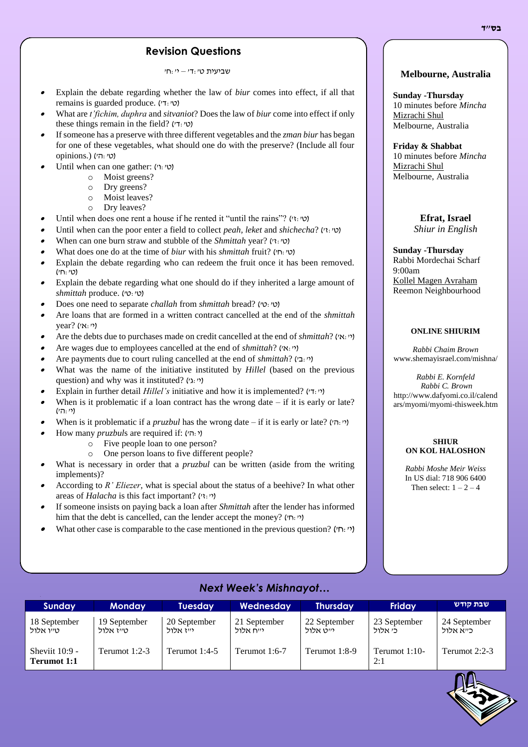## Revision Questions

שביעית ט':ד' – י':ח'

- Explain the debate regarding whether the law of *biur* comes into effect, if all that remains is guarded produce. (ט':ד')
- What are *t'fichim, duphra* and *sitvaniot*? Does the law of *biur* come into effect if only these things remain in the field? (ט':ד')
- If someone has a preserve with three different vegetables and the *zman biur* has began for one of these vegetables, what should one do with the preserve? (Include all four opinions.) (ט':ה')
- Until when can one gather: (ט':ו')
  - Moist greens?
  - Dry greens?
  - Moist leaves?
  - Dry leaves?
- Until when does one rent a house if he rented it "until the rains"? (ט':ז')
- Until when can the poor enter a field to collect *peah, leket* and *shichecha*? (ט':ז')
- When can one burn straw and stubble of the *Shmittah* year? (ט':ז')
- What does one do at the time of *biur* with his *shmittah* fruit? (ט':ח')
- Explain the debate regarding who can redeem the fruit once it has been removed. (ט':ח')
- Explain the debate regarding what one should do if they inherited a large amount of *shmittah* produce. (ט':ט')
- Does one need to separate *challah* from *shmittah* bread? (ט':ט')
- Are loans that are formed in a written contract cancelled at the end of the *shmittah* year? (י':א')
- Are the debts due to purchases made on credit cancelled at the end of *shmittah*? (י':א')
- Are wages due to employees cancelled at the end of *shmittah*? (י':א')
- Are payments due to court ruling cancelled at the end of *shmittah*? (י':ב')
- What was the name of the initiative instituted by *Hillel* (based on the previous question) and why was it instituted? (י':ג')
- Explain in further detail *Hillel's* initiative and how it is implemented? (י':ד')
- When is it problematic if a loan contract has the wrong date – if it is early or late? (י':ה')
- When is it problematic if a *pruzbul* has the wrong date – if it is early or late? (י':ה')
- How many *pruzbul*s are required if: (י':ה)
  - Five people loan to one person?
  - One person loans to five different people?
- What is necessary in order that a *pruzbul* can be written (aside from the writing implements)?
- According to *R' Eliezer*, what is special about the status of a beehive? In what other areas of *Halacha* is this fact important? (י':ז')
- If someone insists on paying back a loan after *Shmittah* after the lender has informed him that the debt is cancelled, can the lender accept the money? (י':ח')
- What other case is comparable to the case mentioned in the previous question? (י':ח')

**Melbourne, Australia**

**Sunday -Thursday**
10 minutes before *Mincha*
Mizrachi Shul
Melbourne, Australia

**Friday & Shabbat**
10 minutes before *Mincha*
Mizrachi Shul
Melbourne, Australia

**Efrat, Israel**
*Shiur in English*

**Sunday -Thursday**
Rabbi Mordechai Scharf
9:00am
Kollel Magen Avraham
Reemon Neighbourhood

**ONLINE SHIURIM**

*Rabbi Chaim Brown*
www.shemayisrael.com/mishna/

*Rabbi E. Kornfeld*
*Rabbi C. Brown*
http://www.dafyomi.co.il/calendars/myomi/myomi-thisweek.htm

**SHIUR ON KOL HALOSHON**

*Rabbi Moshe Meir Weiss*
In US dial: 718 906 6400
Then select: 1 – 2 – 4

## *Next Week's Mishnayot…*

| Sunday | Monday | Tuesday | Wednesday | Thursday | Friday | שבת קודש |
|---|---|---|---|---|---|---|
| 18 September ט"ו אלול | 19 September ט"ז אלול | 20 September י"ז אלול | 21 September י"ח אלול | 22 September י"ט אלול | 23 September כ' אלול | 24 September כ"א אלול |
| Sheviit 10:9 - **Terumot 1:1** | Terumot 1:2-3 | Terumot 1:4-5 | Terumot 1:6-7 | Terumot 1:8-9 | Terumot 1:10-2:1 | Terumot 2:2-3 |